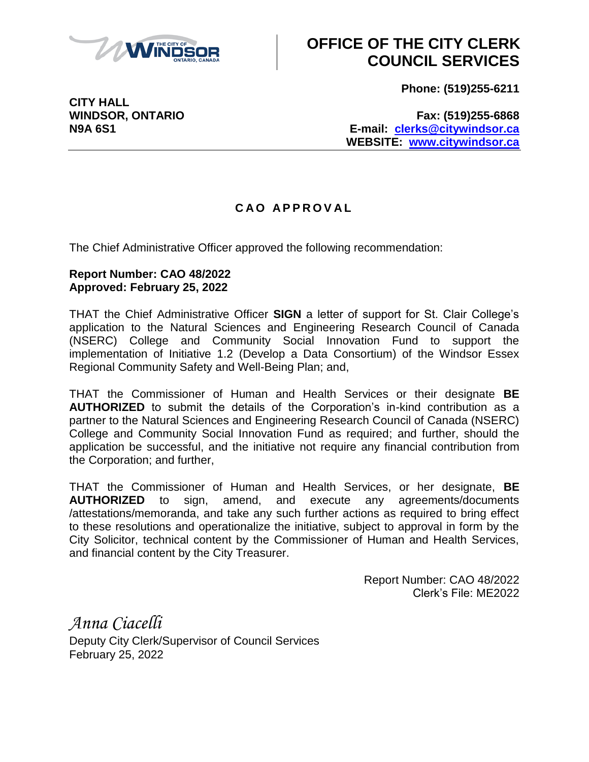# OFFICE OF THE CITY CLERK COUNCIL SERVICES

**CITY HALL**
**WINDSOR, ONTARIO**
**N9A 6S1**

**Phone: (519)255-6211**

**Fax: (519)255-6868**
**E-mail: clerks@citywindsor.ca**
**WEBSITE: www.citywindsor.ca**

## CAO APPROVAL

The Chief Administrative Officer approved the following recommendation:

**Report Number: CAO 48/2022**
**Approved: February 25, 2022**

THAT the Chief Administrative Officer **SIGN** a letter of support for St. Clair College's application to the Natural Sciences and Engineering Research Council of Canada (NSERC) College and Community Social Innovation Fund to support the implementation of Initiative 1.2 (Develop a Data Consortium) of the Windsor Essex Regional Community Safety and Well-Being Plan; and,

THAT the Commissioner of Human and Health Services or their designate **BE AUTHORIZED** to submit the details of the Corporation's in-kind contribution as a partner to the Natural Sciences and Engineering Research Council of Canada (NSERC) College and Community Social Innovation Fund as required; and further, should the application be successful, and the initiative not require any financial contribution from the Corporation; and further,

THAT the Commissioner of Human and Health Services, or her designate, **BE AUTHORIZED** to sign, amend, and execute any agreements/documents /attestations/memoranda, and take any such further actions as required to bring effect to these resolutions and operationalize the initiative, subject to approval in form by the City Solicitor, technical content by the Commissioner of Human and Health Services, and financial content by the City Treasurer.

Report Number: CAO 48/2022
Clerk's File: ME2022

*Anna Ciacelli*
Deputy City Clerk/Supervisor of Council Services
February 25, 2022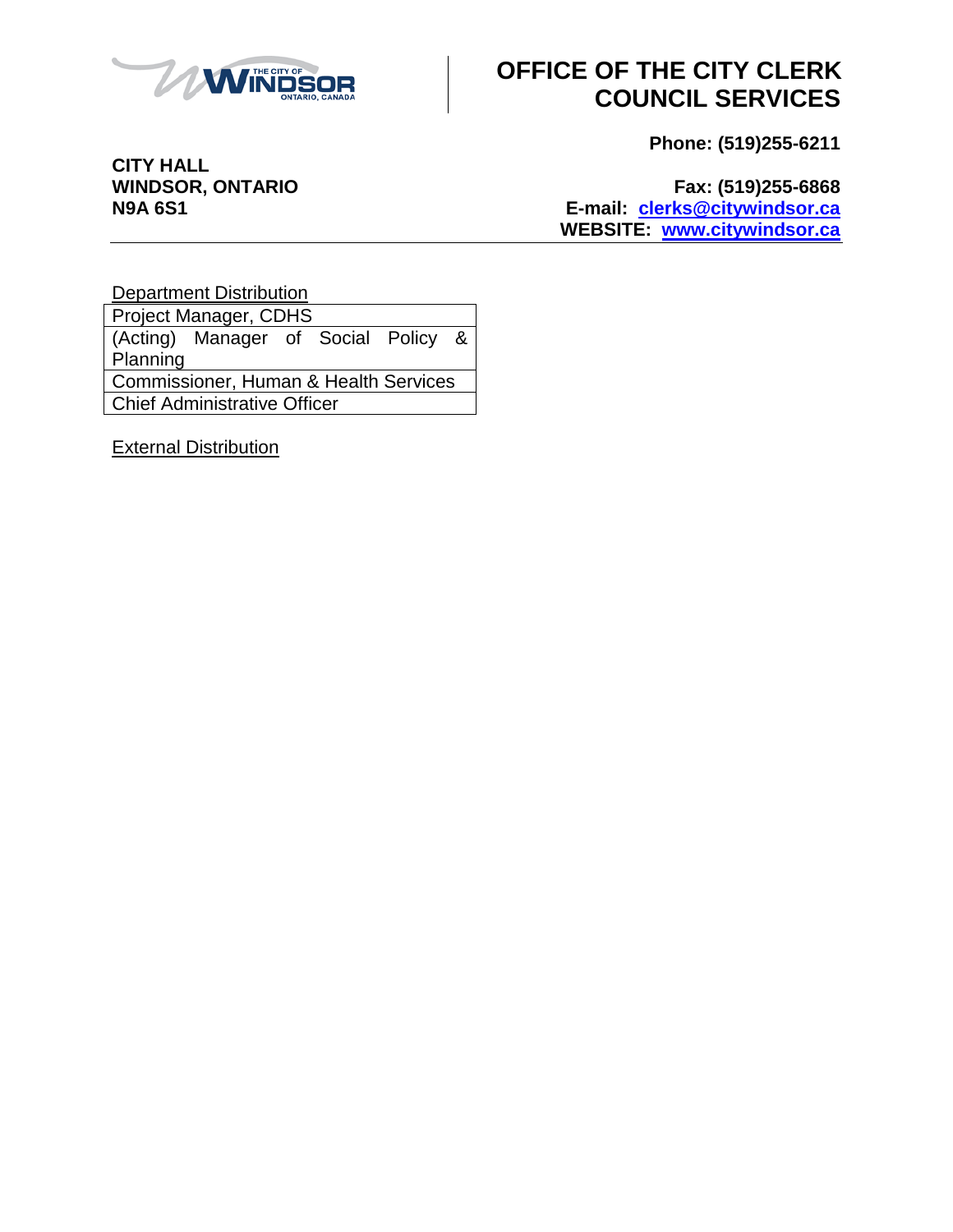THE CITY OF WINDSOR ONTARIO, CANADA

# OFFICE OF THE CITY CLERK COUNCIL SERVICES

**CITY HALL**
**WINDSOR, ONTARIO**
**N9A 6S1**

**Phone: (519)255-6211**

**Fax: (519)255-6868**
**E-mail: clerks@citywindsor.ca**
**WEBSITE: www.citywindsor.ca**

Department Distribution

| |
|---|
| Project Manager, CDHS |
| (Acting) Manager of Social Policy & Planning |
| Commissioner, Human & Health Services |
| Chief Administrative Officer |

External Distribution